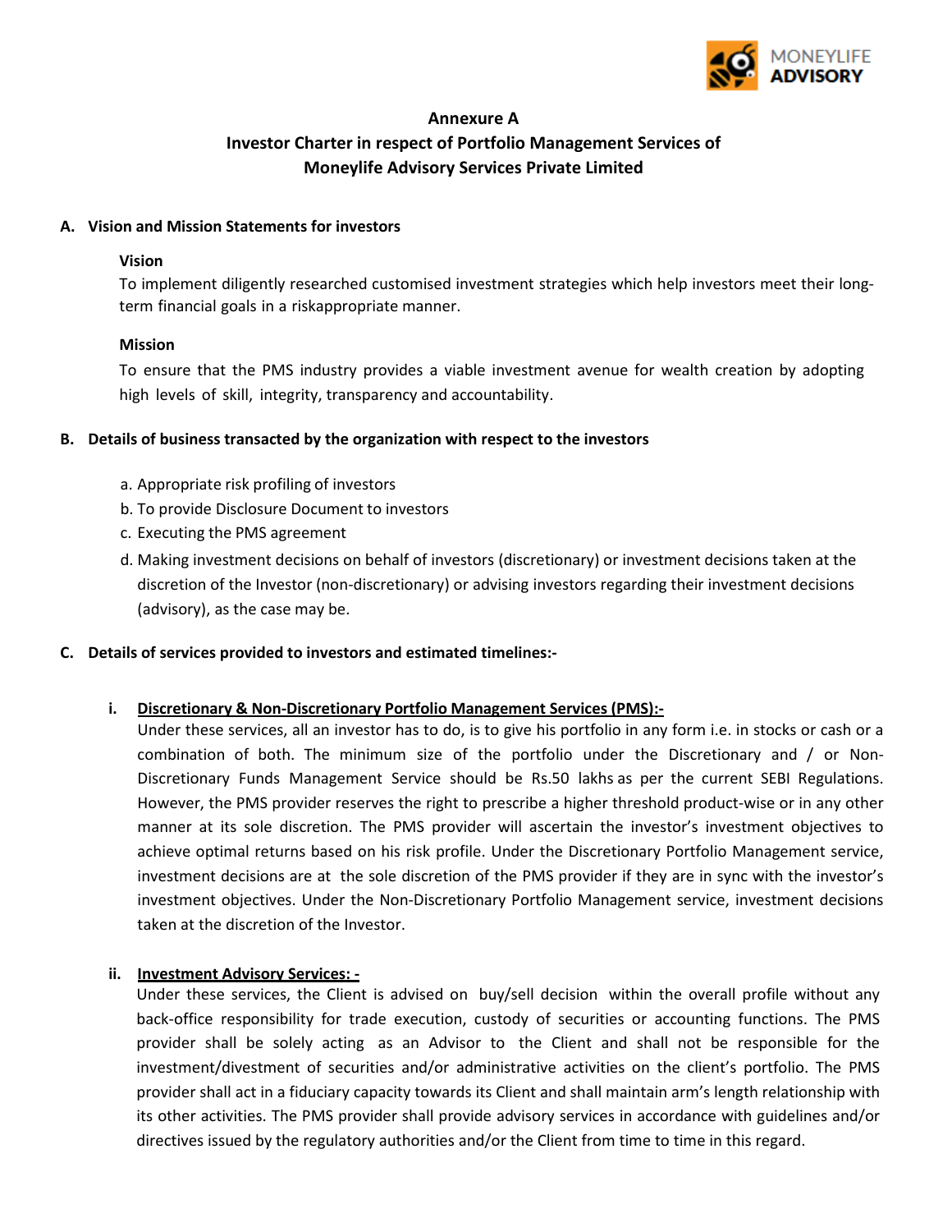# Annexure A

## Investor Charter in respect of Portfolio Management Services of Moneylife Advisory Services Private Limited

### A. Vision and Mission Statements for investors

**Vision**

To implement diligently researched customised investment strategies which help investors meet their long-term financial goals in a riskappropriate manner.

**Mission**

To ensure that the PMS industry provides a viable investment avenue for wealth creation by adopting high levels of skill, integrity, transparency and accountability.

### B. Details of business transacted by the organization with respect to the investors

a. Appropriate risk profiling of investors

b. To provide Disclosure Document to investors

c. Executing the PMS agreement

d. Making investment decisions on behalf of investors (discretionary) or investment decisions taken at the discretion of the Investor (non-discretionary) or advising investors regarding their investment decisions (advisory), as the case may be.

### C. Details of services provided to investors and estimated timelines:-

**i. <u>Discretionary & Non-Discretionary Portfolio Management Services (PMS):-</u>**

Under these services, all an investor has to do, is to give his portfolio in any form i.e. in stocks or cash or a combination of both. The minimum size of the portfolio under the Discretionary and / or Non-Discretionary Funds Management Service should be Rs.50 lakhs as per the current SEBI Regulations. However, the PMS provider reserves the right to prescribe a higher threshold product-wise or in any other manner at its sole discretion. The PMS provider will ascertain the investor's investment objectives to achieve optimal returns based on his risk profile. Under the Discretionary Portfolio Management service, investment decisions are at the sole discretion of the PMS provider if they are in sync with the investor's investment objectives. Under the Non-Discretionary Portfolio Management service, investment decisions taken at the discretion of the Investor.

**ii. <u>Investment Advisory Services: -</u>**

Under these services, the Client is advised on buy/sell decision within the overall profile without any back-office responsibility for trade execution, custody of securities or accounting functions. The PMS provider shall be solely acting as an Advisor to the Client and shall not be responsible for the investment/divestment of securities and/or administrative activities on the client's portfolio. The PMS provider shall act in a fiduciary capacity towards its Client and shall maintain arm's length relationship with its other activities. The PMS provider shall provide advisory services in accordance with guidelines and/or directives issued by the regulatory authorities and/or the Client from time to time in this regard.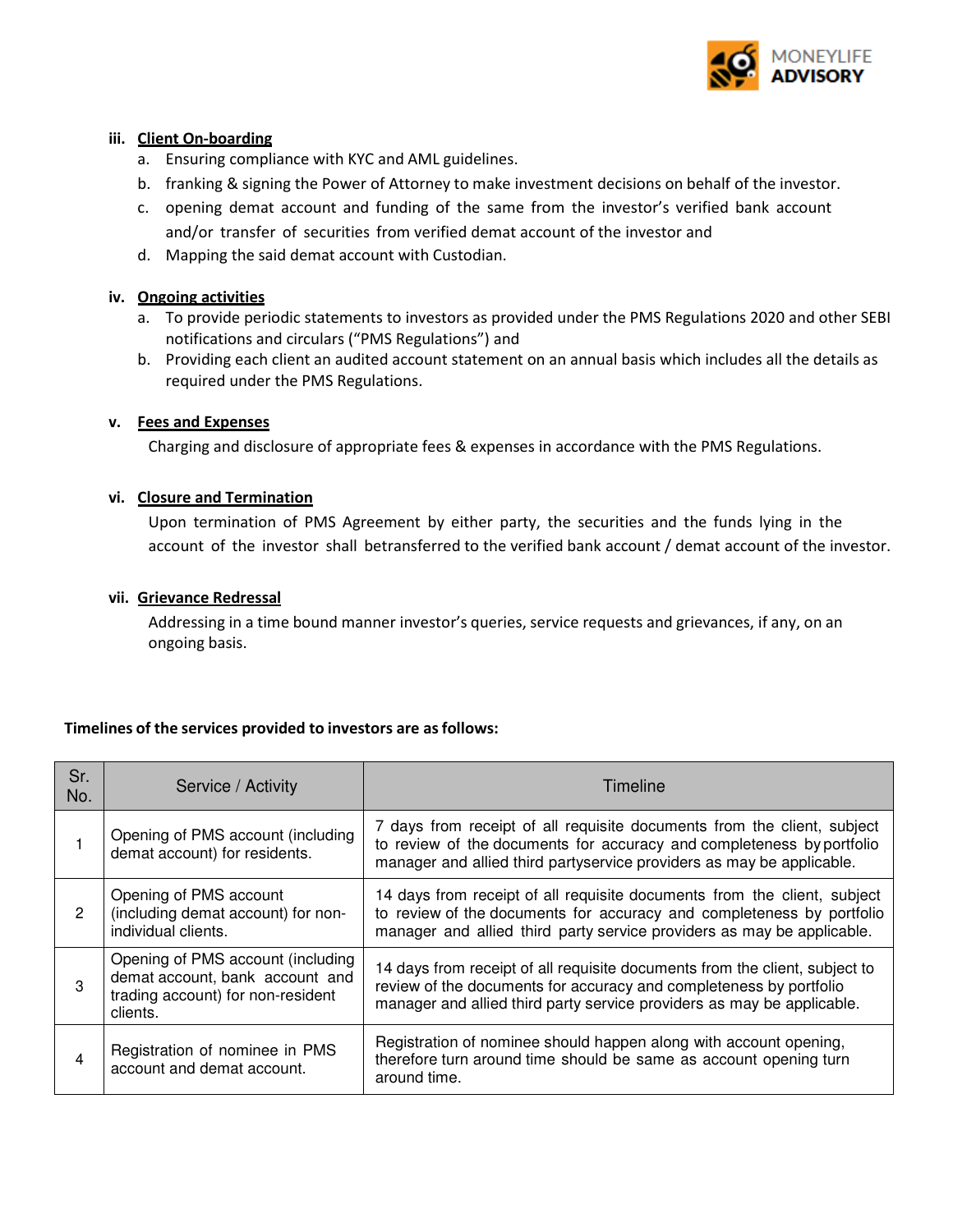**iii. Client On-boarding**

a. Ensuring compliance with KYC and AML guidelines.

b. franking & signing the Power of Attorney to make investment decisions on behalf of the investor.

c. opening demat account and funding of the same from the investor's verified bank account and/or transfer of securities from verified demat account of the investor and

d. Mapping the said demat account with Custodian.

**iv. Ongoing activities**

a. To provide periodic statements to investors as provided under the PMS Regulations 2020 and other SEBI notifications and circulars ("PMS Regulations") and

b. Providing each client an audited account statement on an annual basis which includes all the details as required under the PMS Regulations.

**v. Fees and Expenses**

Charging and disclosure of appropriate fees & expenses in accordance with the PMS Regulations.

**vi. Closure and Termination**

Upon termination of PMS Agreement by either party, the securities and the funds lying in the account of the investor shall betransferred to the verified bank account / demat account of the investor.

**vii. Grievance Redressal**

Addressing in a time bound manner investor's queries, service requests and grievances, if any, on an ongoing basis.

**Timelines of the services provided to investors are as follows:**

| Sr. No. | Service / Activity | Timeline |
|---|---|---|
| 1 | Opening of PMS account (including demat account) for residents. | 7 days from receipt of all requisite documents from the client, subject to review of the documents for accuracy and completeness by portfolio manager and allied third partyservice providers as may be applicable. |
| 2 | Opening of PMS account (including demat account) for non-individual clients. | 14 days from receipt of all requisite documents from the client, subject to review of the documents for accuracy and completeness by portfolio manager and allied third party service providers as may be applicable. |
| 3 | Opening of PMS account (including demat account, bank account and trading account) for non-resident clients. | 14 days from receipt of all requisite documents from the client, subject to review of the documents for accuracy and completeness by portfolio manager and allied third party service providers as may be applicable. |
| 4 | Registration of nominee in PMS account and demat account. | Registration of nominee should happen along with account opening, therefore turn around time should be same as account opening turn around time. |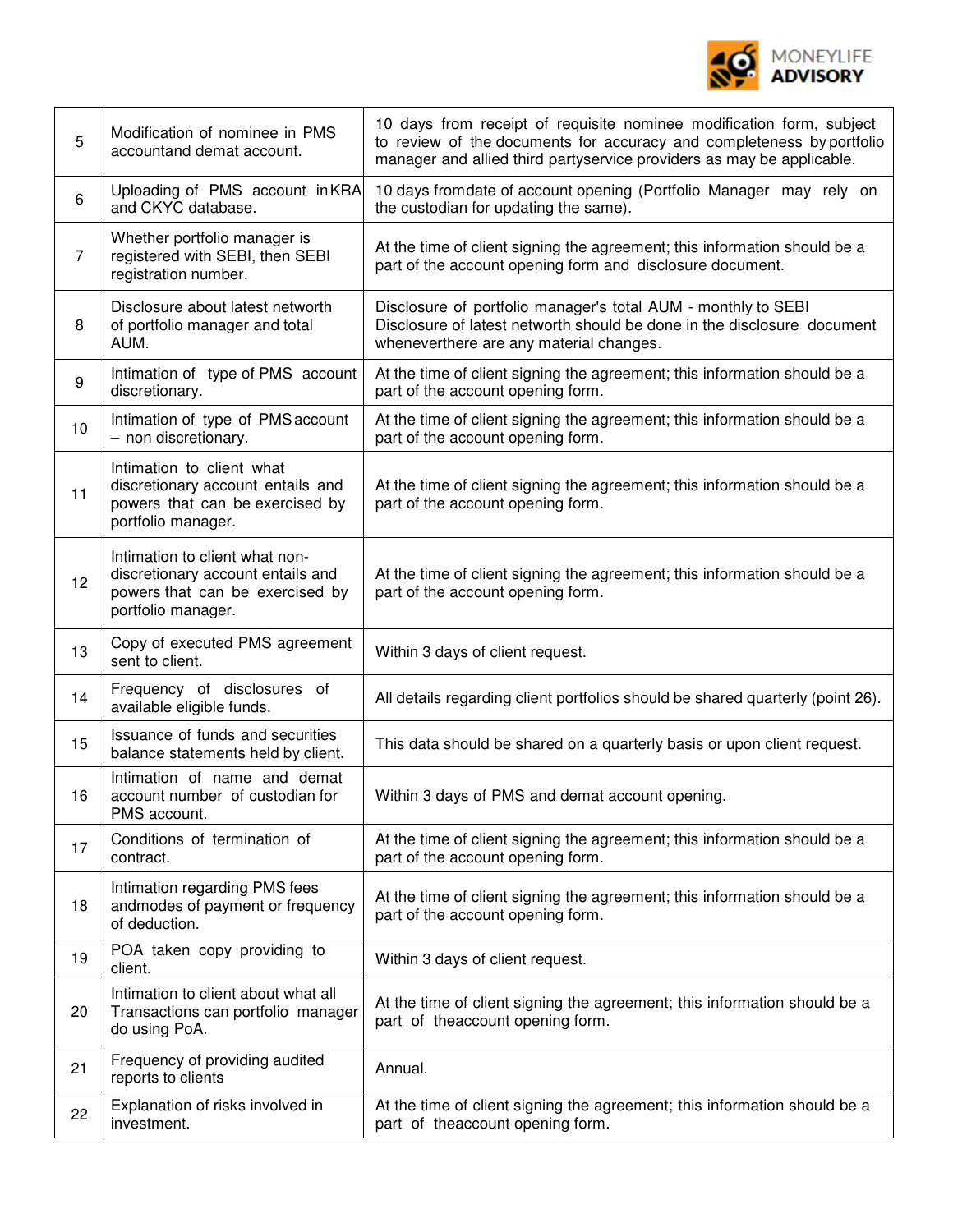| 5 | Modification of nominee in PMS accountand demat account. | 10 days from receipt of requisite nominee modification form, subject to review of the documents for accuracy and completeness by portfolio manager and allied third partyservice providers as may be applicable. |
|---|---|---|
| 6 | Uploading of PMS account in KRA and CKYC database. | 10 days fromdate of account opening (Portfolio Manager may rely on the custodian for updating the same). |
| 7 | Whether portfolio manager is registered with SEBI, then SEBI registration number. | At the time of client signing the agreement; this information should be a part of the account opening form and disclosure document. |
| 8 | Disclosure about latest networth of portfolio manager and total AUM. | Disclosure of portfolio manager's total AUM - monthly to SEBI<br>Disclosure of latest networth should be done in the disclosure document wheneverthere are any material changes. |
| 9 | Intimation of type of PMS account discretionary. | At the time of client signing the agreement; this information should be a part of the account opening form. |
| 10 | Intimation of type of PMS account – non discretionary. | At the time of client signing the agreement; this information should be a part of the account opening form. |
| 11 | Intimation to client what discretionary account entails and powers that can be exercised by portfolio manager. | At the time of client signing the agreement; this information should be a part of the account opening form. |
| 12 | Intimation to client what non-discretionary account entails and powers that can be exercised by portfolio manager. | At the time of client signing the agreement; this information should be a part of the account opening form. |
| 13 | Copy of executed PMS agreement sent to client. | Within 3 days of client request. |
| 14 | Frequency of disclosures of available eligible funds. | All details regarding client portfolios should be shared quarterly (point 26). |
| 15 | Issuance of funds and securities balance statements held by client. | This data should be shared on a quarterly basis or upon client request. |
| 16 | Intimation of name and demat account number of custodian for PMS account. | Within 3 days of PMS and demat account opening. |
| 17 | Conditions of termination of contract. | At the time of client signing the agreement; this information should be a part of the account opening form. |
| 18 | Intimation regarding PMS fees andmodes of payment or frequency of deduction. | At the time of client signing the agreement; this information should be a part of the account opening form. |
| 19 | POA taken copy providing to client. | Within 3 days of client request. |
| 20 | Intimation to client about what all Transactions can portfolio manager do using PoA. | At the time of client signing the agreement; this information should be a part of theaccount opening form. |
| 21 | Frequency of providing audited reports to clients | Annual. |
| 22 | Explanation of risks involved in investment. | At the time of client signing the agreement; this information should be a part of theaccount opening form. |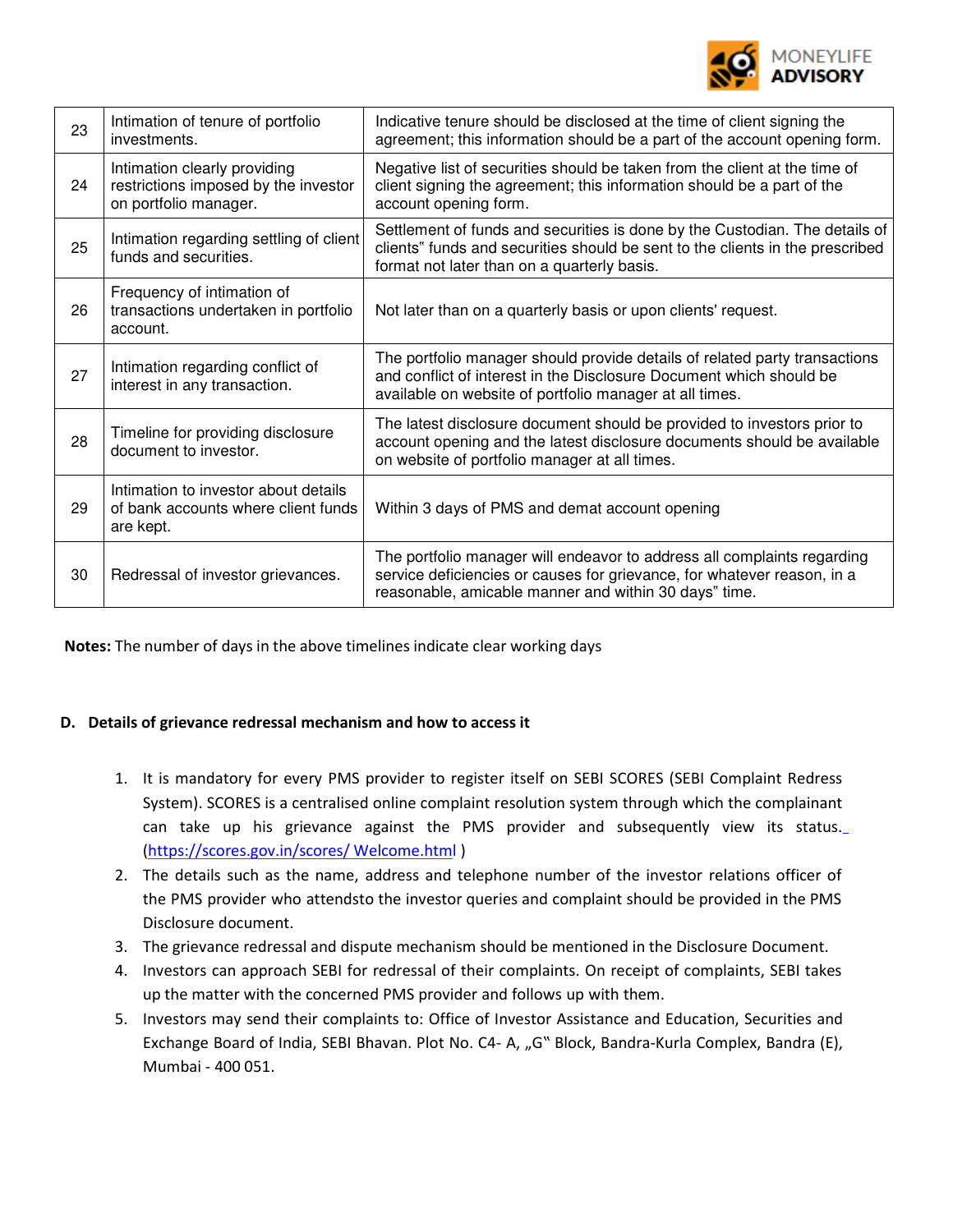| 23 | Intimation of tenure of portfolio investments. | Indicative tenure should be disclosed at the time of client signing the agreement; this information should be a part of the account opening form. |
|---|---|---|
| 24 | Intimation clearly providing restrictions imposed by the investor on portfolio manager. | Negative list of securities should be taken from the client at the time of client signing the agreement; this information should be a part of the account opening form. |
| 25 | Intimation regarding settling of client funds and securities. | Settlement of funds and securities is done by the Custodian. The details of clients" funds and securities should be sent to the clients in the prescribed format not later than on a quarterly basis. |
| 26 | Frequency of intimation of transactions undertaken in portfolio account. | Not later than on a quarterly basis or upon clients' request. |
| 27 | Intimation regarding conflict of interest in any transaction. | The portfolio manager should provide details of related party transactions and conflict of interest in the Disclosure Document which should be available on website of portfolio manager at all times. |
| 28 | Timeline for providing disclosure document to investor. | The latest disclosure document should be provided to investors prior to account opening and the latest disclosure documents should be available on website of portfolio manager at all times. |
| 29 | Intimation to investor about details of bank accounts where client funds are kept. | Within 3 days of PMS and demat account opening |
| 30 | Redressal of investor grievances. | The portfolio manager will endeavor to address all complaints regarding service deficiencies or causes for grievance, for whatever reason, in a reasonable, amicable manner and within 30 days" time. |

**Notes:** The number of days in the above timelines indicate clear working days

### D. Details of grievance redressal mechanism and how to access it

1. It is mandatory for every PMS provider to register itself on SEBI SCORES (SEBI Complaint Redress System). SCORES is a centralised online complaint resolution system through which the complainant can take up his grievance against the PMS provider and subsequently view its status. (https://scores.gov.in/scores/ Welcome.html )
2. The details such as the name, address and telephone number of the investor relations officer of the PMS provider who attendsto the investor queries and complaint should be provided in the PMS Disclosure document.
3. The grievance redressal and dispute mechanism should be mentioned in the Disclosure Document.
4. Investors can approach SEBI for redressal of their complaints. On receipt of complaints, SEBI takes up the matter with the concerned PMS provider and follows up with them.
5. Investors may send their complaints to: Office of Investor Assistance and Education, Securities and Exchange Board of India, SEBI Bhavan. Plot No. C4- A, „G" Block, Bandra-Kurla Complex, Bandra (E), Mumbai - 400 051.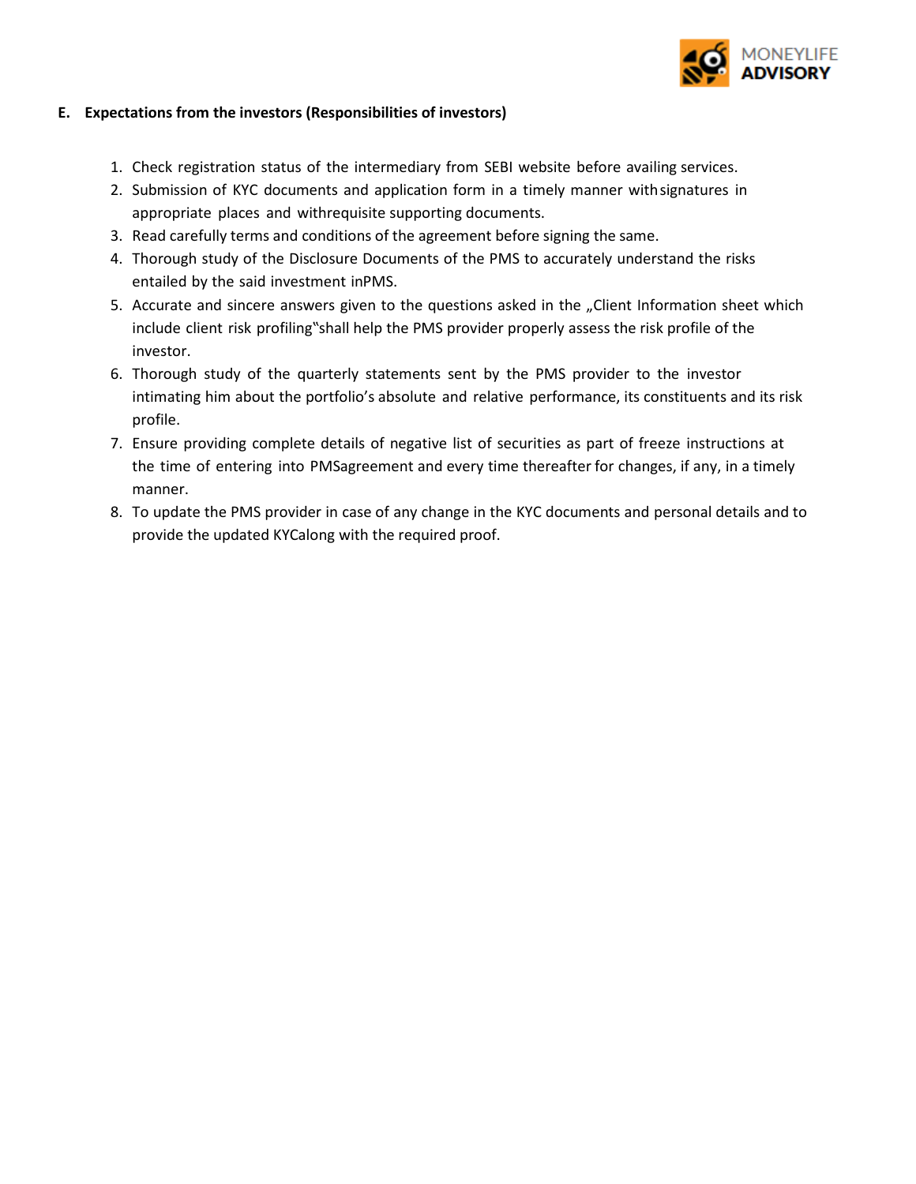**E. Expectations from the investors (Responsibilities of investors)**

1. Check registration status of the intermediary from SEBI website before availing services.
2. Submission of KYC documents and application form in a timely manner withsignatures in appropriate places and withrequisite supporting documents.
3. Read carefully terms and conditions of the agreement before signing the same.
4. Thorough study of the Disclosure Documents of the PMS to accurately understand the risks entailed by the said investment inPMS.
5. Accurate and sincere answers given to the questions asked in the „Client Information sheet which include client risk profiling‟shall help the PMS provider properly assess the risk profile of the investor.
6. Thorough study of the quarterly statements sent by the PMS provider to the investor intimating him about the portfolio's absolute and relative performance, its constituents and its risk profile.
7. Ensure providing complete details of negative list of securities as part of freeze instructions at the time of entering into PMSagreement and every time thereafter for changes, if any, in a timely manner.
8. To update the PMS provider in case of any change in the KYC documents and personal details and to provide the updated KYCalong with the required proof.